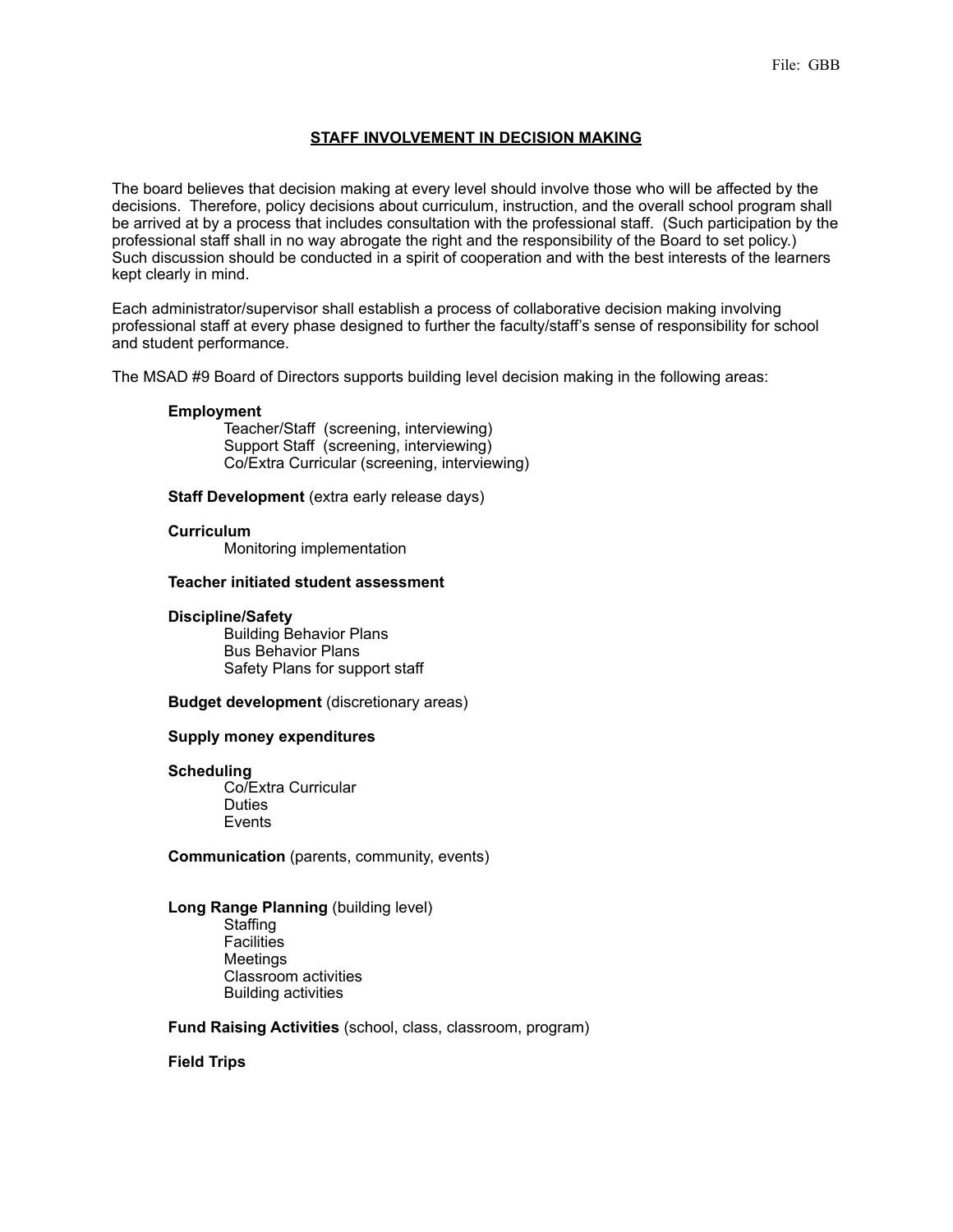File: GBB

# STAFF INVOLVEMENT IN DECISION MAKING

The board believes that decision making at every level should involve those who will be affected by the decisions. Therefore, policy decisions about curriculum, instruction, and the overall school program shall be arrived at by a process that includes consultation with the professional staff. (Such participation by the professional staff shall in no way abrogate the right and the responsibility of the Board to set policy.) Such discussion should be conducted in a spirit of cooperation and with the best interests of the learners kept clearly in mind.

Each administrator/supervisor shall establish a process of collaborative decision making involving professional staff at every phase designed to further the faculty/staff's sense of responsibility for school and student performance.

The MSAD #9 Board of Directors supports building level decision making in the following areas:

**Employment**
- Teacher/Staff (screening, interviewing)
- Support Staff (screening, interviewing)
- Co/Extra Curricular (screening, interviewing)

**Staff Development** (extra early release days)

**Curriculum**
- Monitoring implementation

**Teacher initiated student assessment**

**Discipline/Safety**
- Building Behavior Plans
- Bus Behavior Plans
- Safety Plans for support staff

**Budget development** (discretionary areas)

**Supply money expenditures**

**Scheduling**
- Co/Extra Curricular
- Duties
- Events

**Communication** (parents, community, events)

**Long Range Planning** (building level)
- Staffing
- Facilities
- Meetings
- Classroom activities
- Building activities

**Fund Raising Activities** (school, class, classroom, program)

**Field Trips**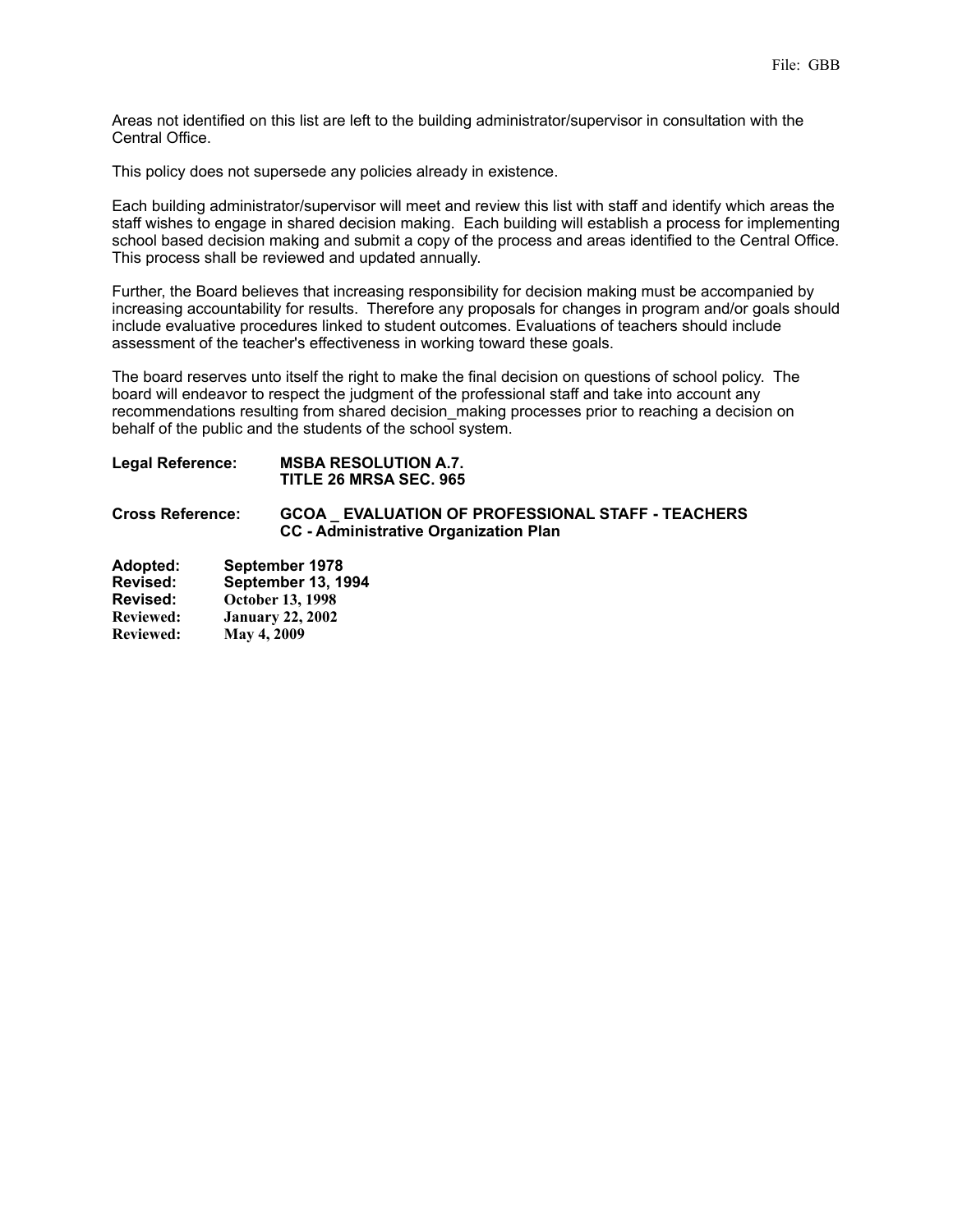Areas not identified on this list are left to the building administrator/supervisor in consultation with the Central Office.

This policy does not supersede any policies already in existence.

Each building administrator/supervisor will meet and review this list with staff and identify which areas the staff wishes to engage in shared decision making. Each building will establish a process for implementing school based decision making and submit a copy of the process and areas identified to the Central Office. This process shall be reviewed and updated annually.

Further, the Board believes that increasing responsibility for decision making must be accompanied by increasing accountability for results. Therefore any proposals for changes in program and/or goals should include evaluative procedures linked to student outcomes. Evaluations of teachers should include assessment of the teacher's effectiveness in working toward these goals.

The board reserves unto itself the right to make the final decision on questions of school policy. The board will endeavor to respect the judgment of the professional staff and take into account any recommendations resulting from shared decision_making processes prior to reaching a decision on behalf of the public and the students of the school system.

**Legal Reference:** **MSBA RESOLUTION A.7.**
**TITLE 26 MRSA SEC. 965**

**Cross Reference:** **GCOA _ EVALUATION OF PROFESSIONAL STAFF - TEACHERS**
**CC - Administrative Organization Plan**

**Adopted:** **September 1978**
**Revised:** **September 13, 1994**
**Revised:** **October 13, 1998**
**Reviewed:** **January 22, 2002**
**Reviewed:** **May 4, 2009**